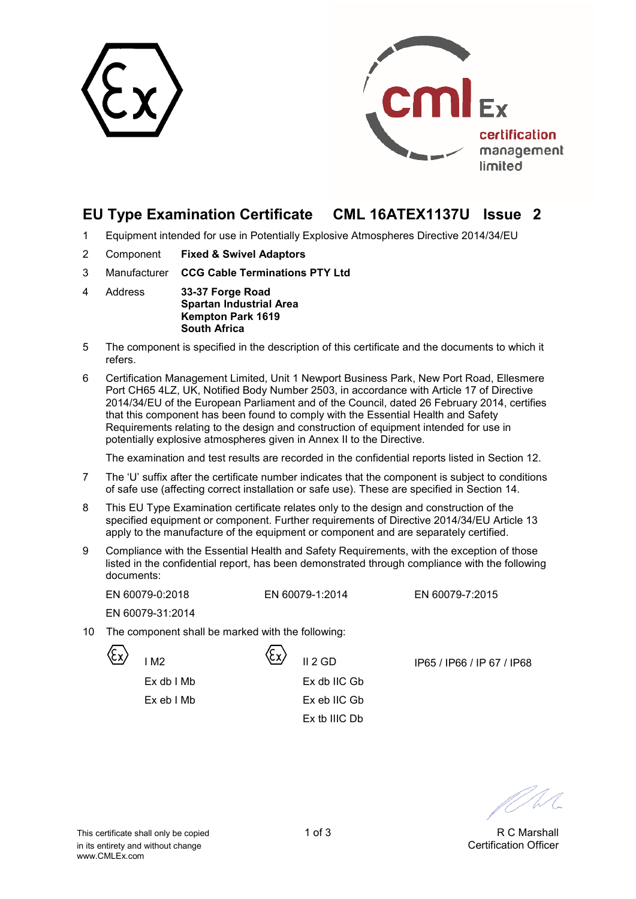# EU Type Examination Certificate CML 16ATEX1137U Issue 2

1 Equipment intended for use in Potentially Explosive Atmospheres Directive 2014/34/EU

2 Component **Fixed & Swivel Adaptors**

3 Manufacturer **CCG Cable Terminations PTY Ltd**

4 Address **33-37 Forge Road**
**Spartan Industrial Area**
**Kempton Park 1619**
**South Africa**

5 The component is specified in the description of this certificate and the documents to which it refers.

6 Certification Management Limited, Unit 1 Newport Business Park, New Port Road, Ellesmere Port CH65 4LZ, UK, Notified Body Number 2503, in accordance with Article 17 of Directive 2014/34/EU of the European Parliament and of the Council, dated 26 February 2014, certifies that this component has been found to comply with the Essential Health and Safety Requirements relating to the design and construction of equipment intended for use in potentially explosive atmospheres given in Annex II to the Directive.

The examination and test results are recorded in the confidential reports listed in Section 12.

7 The 'U' suffix after the certificate number indicates that the component is subject to conditions of safe use (affecting correct installation or safe use). These are specified in Section 14.

8 This EU Type Examination certificate relates only to the design and construction of the specified equipment or component. Further requirements of Directive 2014/34/EU Article 13 apply to the manufacture of the equipment or component and are separately certified.

9 Compliance with the Essential Health and Safety Requirements, with the exception of those listed in the confidential report, has been demonstrated through compliance with the following documents:

EN 60079-0:2018 EN 60079-1:2014 EN 60079-7:2015

EN 60079-31:2014

10 The component shall be marked with the following:

| | | |
|---|---|---|
| Ⓔx I M2 | Ⓔx II 2 GD | IP65 / IP66 / IP 67 / IP68 |
| Ex db I Mb | Ex db IIC Gb | |
| Ex eb I Mb | Ex eb IIC Gb | |
| | Ex tb IIIC Db | |

This certificate shall only be copied in its entirety and without change
www.CMLEx.com

R C Marshall
Certification Officer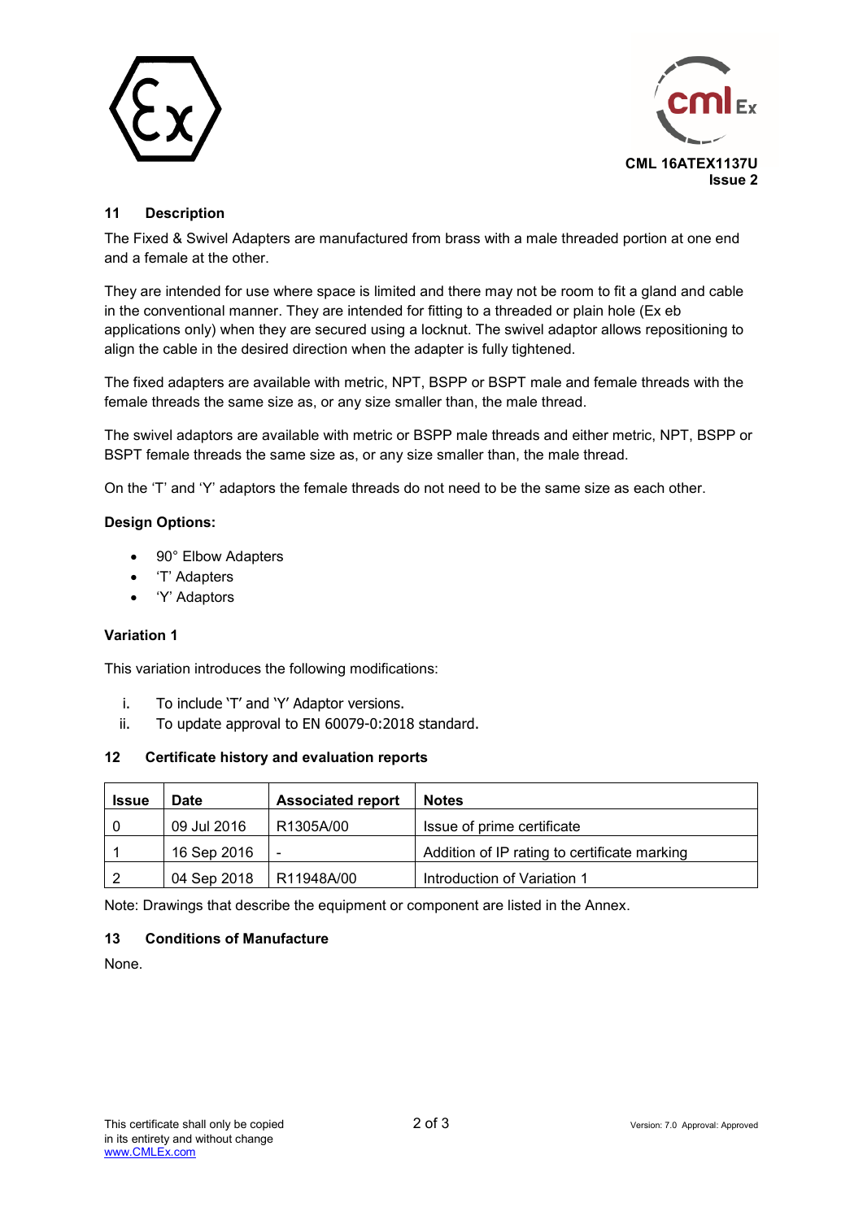CML 16ATEX1137U
Issue 2

## 11 Description

The Fixed & Swivel Adapters are manufactured from brass with a male threaded portion at one end and a female at the other.

They are intended for use where space is limited and there may not be room to fit a gland and cable in the conventional manner. They are intended for fitting to a threaded or plain hole (Ex eb applications only) when they are secured using a locknut. The swivel adaptor allows repositioning to align the cable in the desired direction when the adapter is fully tightened.

The fixed adapters are available with metric, NPT, BSPP or BSPT male and female threads with the female threads the same size as, or any size smaller than, the male thread.

The swivel adaptors are available with metric or BSPP male threads and either metric, NPT, BSPP or BSPT female threads the same size as, or any size smaller than, the male thread.

On the 'T' and 'Y' adaptors the female threads do not need to be the same size as each other.

**Design Options:**

- 90° Elbow Adapters
- 'T' Adapters
- 'Y' Adaptors

**Variation 1**

This variation introduces the following modifications:

i. To include 'T' and 'Y' Adaptor versions.
ii. To update approval to EN 60079-0:2018 standard.

## 12 Certificate history and evaluation reports

| Issue | Date | Associated report | Notes |
|---|---|---|---|
| 0 | 09 Jul 2016 | R1305A/00 | Issue of prime certificate |
| 1 | 16 Sep 2016 | - | Addition of IP rating to certificate marking |
| 2 | 04 Sep 2018 | R11948A/00 | Introduction of Variation 1 |

Note: Drawings that describe the equipment or component are listed in the Annex.

## 13 Conditions of Manufacture

None.

This certificate shall only be copied in its entirety and without change
www.CMLEx.com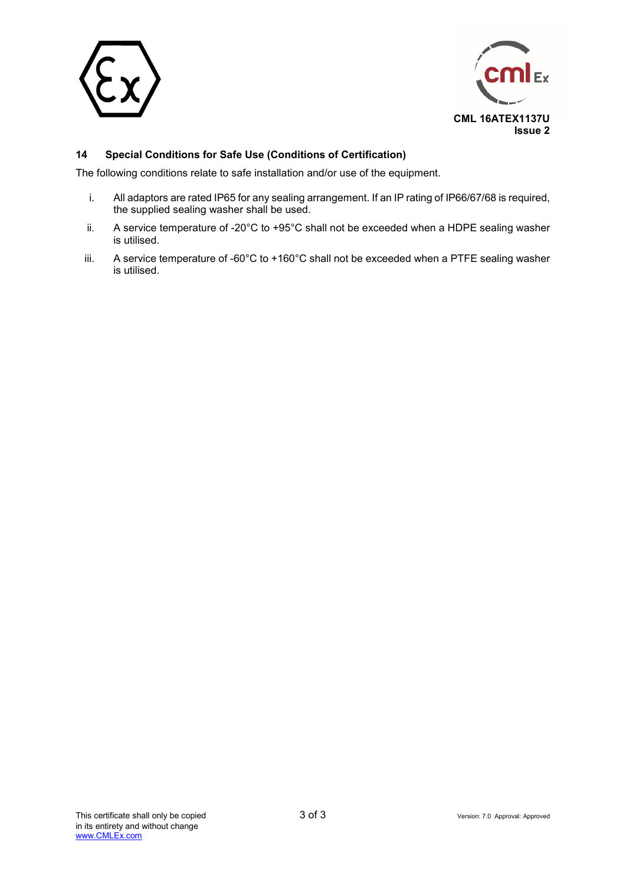CML 16ATEX1137U
Issue 2

## 14 Special Conditions for Safe Use (Conditions of Certification)

The following conditions relate to safe installation and/or use of the equipment.

i. All adaptors are rated IP65 for any sealing arrangement. If an IP rating of IP66/67/68 is required, the supplied sealing washer shall be used.

ii. A service temperature of -20°C to +95°C shall not be exceeded when a HDPE sealing washer is utilised.

iii. A service temperature of -60°C to +160°C shall not be exceeded when a PTFE sealing washer is utilised.

This certificate shall only be copied in its entirety and without change
www.CMLEx.com

Version: 7.0 Approval: Approved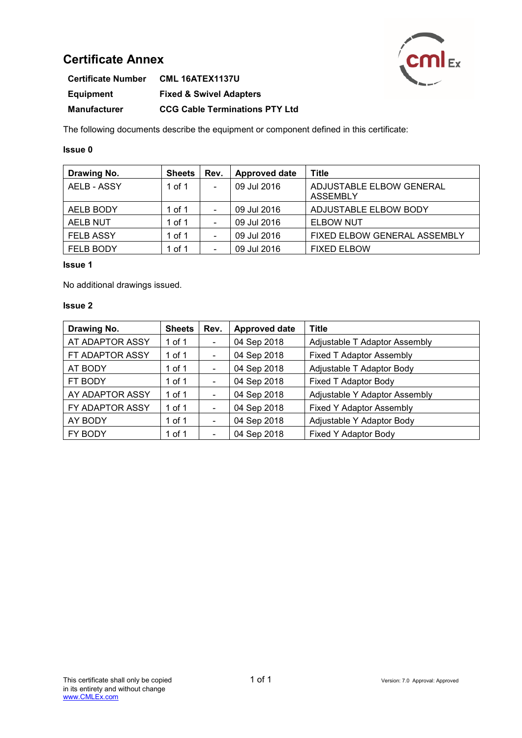# Certificate Annex

| | |
|---|---|
| **Certificate Number** | **CML 16ATEX1137U** |
| **Equipment** | **Fixed & Swivel Adapters** |
| **Manufacturer** | **CCG Cable Terminations PTY Ltd** |

The following documents describe the equipment or component defined in this certificate:

**Issue 0**

| Drawing No. | Sheets | Rev. | Approved date | Title |
|---|---|---|---|---|
| AELB - ASSY | 1 of 1 | - | 09 Jul 2016 | ADJUSTABLE ELBOW GENERAL ASSEMBLY |
| AELB BODY | 1 of 1 | - | 09 Jul 2016 | ADJUSTABLE ELBOW BODY |
| AELB NUT | 1 of 1 | - | 09 Jul 2016 | ELBOW NUT |
| FELB ASSY | 1 of 1 | - | 09 Jul 2016 | FIXED ELBOW GENERAL ASSEMBLY |
| FELB BODY | 1 of 1 | - | 09 Jul 2016 | FIXED ELBOW |

**Issue 1**

No additional drawings issued.

**Issue 2**

| Drawing No. | Sheets | Rev. | Approved date | Title |
|---|---|---|---|---|
| AT ADAPTOR ASSY | 1 of 1 | - | 04 Sep 2018 | Adjustable T Adaptor Assembly |
| FT ADAPTOR ASSY | 1 of 1 | - | 04 Sep 2018 | Fixed T Adaptor Assembly |
| AT BODY | 1 of 1 | - | 04 Sep 2018 | Adjustable T Adaptor Body |
| FT BODY | 1 of 1 | - | 04 Sep 2018 | Fixed T Adaptor Body |
| AY ADAPTOR ASSY | 1 of 1 | - | 04 Sep 2018 | Adjustable Y Adaptor Assembly |
| FY ADAPTOR ASSY | 1 of 1 | - | 04 Sep 2018 | Fixed Y Adaptor Assembly |
| AY BODY | 1 of 1 | - | 04 Sep 2018 | Adjustable Y Adaptor Body |
| FY BODY | 1 of 1 | - | 04 Sep 2018 | Fixed Y Adaptor Body |